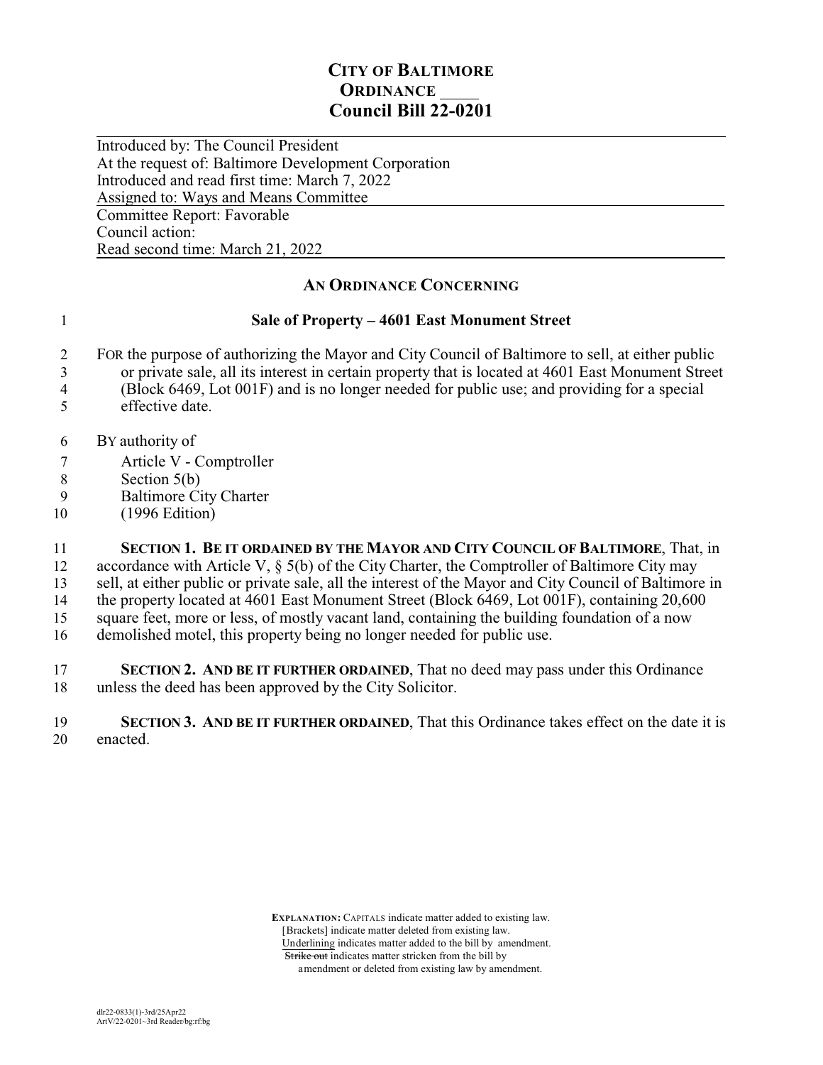# CITY OF BALTIMORE
## ORDINANCE ____
## Council Bill 22-0201

Introduced by: The Council President
At the request of: Baltimore Development Corporation
Introduced and read first time: March 7, 2022
Assigned to: Ways and Means Committee

Committee Report: Favorable
Council action:
Read second time: March 21, 2022

### AN ORDINANCE CONCERNING

1 **Sale of Property – 4601 East Monument Street**

2 FOR the purpose of authorizing the Mayor and City Council of Baltimore to sell, at either public
3 or private sale, all its interest in certain property that is located at 4601 East Monument Street
4 (Block 6469, Lot 001F) and is no longer needed for public use; and providing for a special
5 effective date.

6 BY authority of
7 Article V - Comptroller
8 Section 5(b)
9 Baltimore City Charter
10 (1996 Edition)

11 **SECTION 1. BE IT ORDAINED BY THE MAYOR AND CITY COUNCIL OF BALTIMORE**, That, in
12 accordance with Article V, § 5(b) of the City Charter, the Comptroller of Baltimore City may
13 sell, at either public or private sale, all the interest of the Mayor and City Council of Baltimore in
14 the property located at 4601 East Monument Street (Block 6469, Lot 001F), containing 20,600
15 square feet, more or less, of mostly vacant land, containing the building foundation of a now
16 demolished motel, this property being no longer needed for public use.

17 **SECTION 2. AND BE IT FURTHER ORDAINED**, That no deed may pass under this Ordinance
18 unless the deed has been approved by the City Solicitor.

19 **SECTION 3. AND BE IT FURTHER ORDAINED**, That this Ordinance takes effect on the date it is
20 enacted.

**EXPLANATION:** CAPITALS indicate matter added to existing law.
[Brackets] indicate matter deleted from existing law.
Underlining indicates matter added to the bill by amendment.
~~Strike out~~ indicates matter stricken from the bill by amendment or deleted from existing law by amendment.

dlr22-0833(1)-3rd/25Apr22
ArtV/22-0201~3rd Reader/bg:rf:bg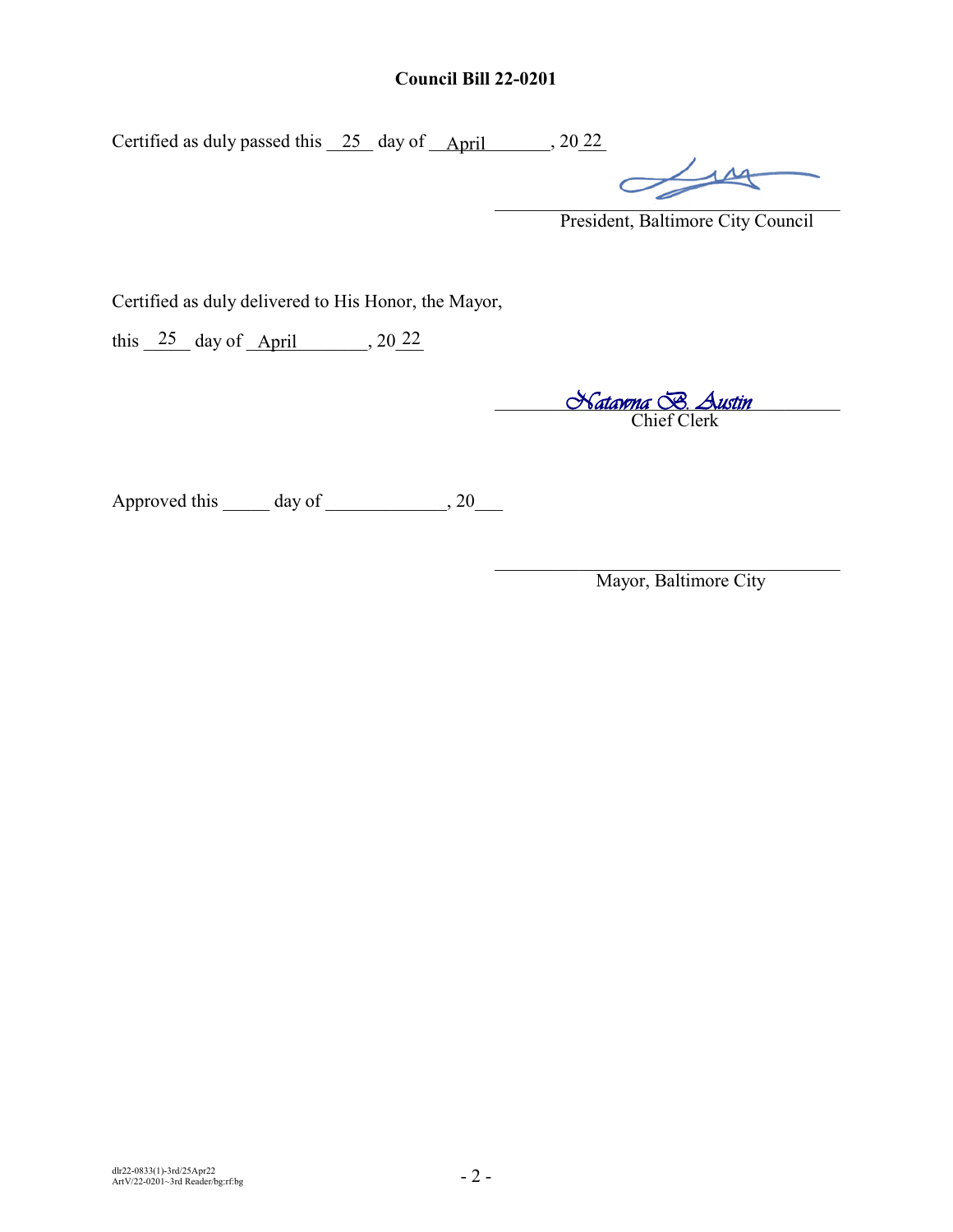**Council Bill 22-0201**

Certified as duly passed this 25 day of April, 20 22

President, Baltimore City Council

Certified as duly delivered to His Honor, the Mayor,

this 25 day of April, 20 22

Natawna B. Austin
Chief Clerk

Approved this _____ day of _____________, 20___

Mayor, Baltimore City

dlr22-0833(1)-3rd/25Apr22
ArtV/22-0201~3rd Reader/bg:rf:bg